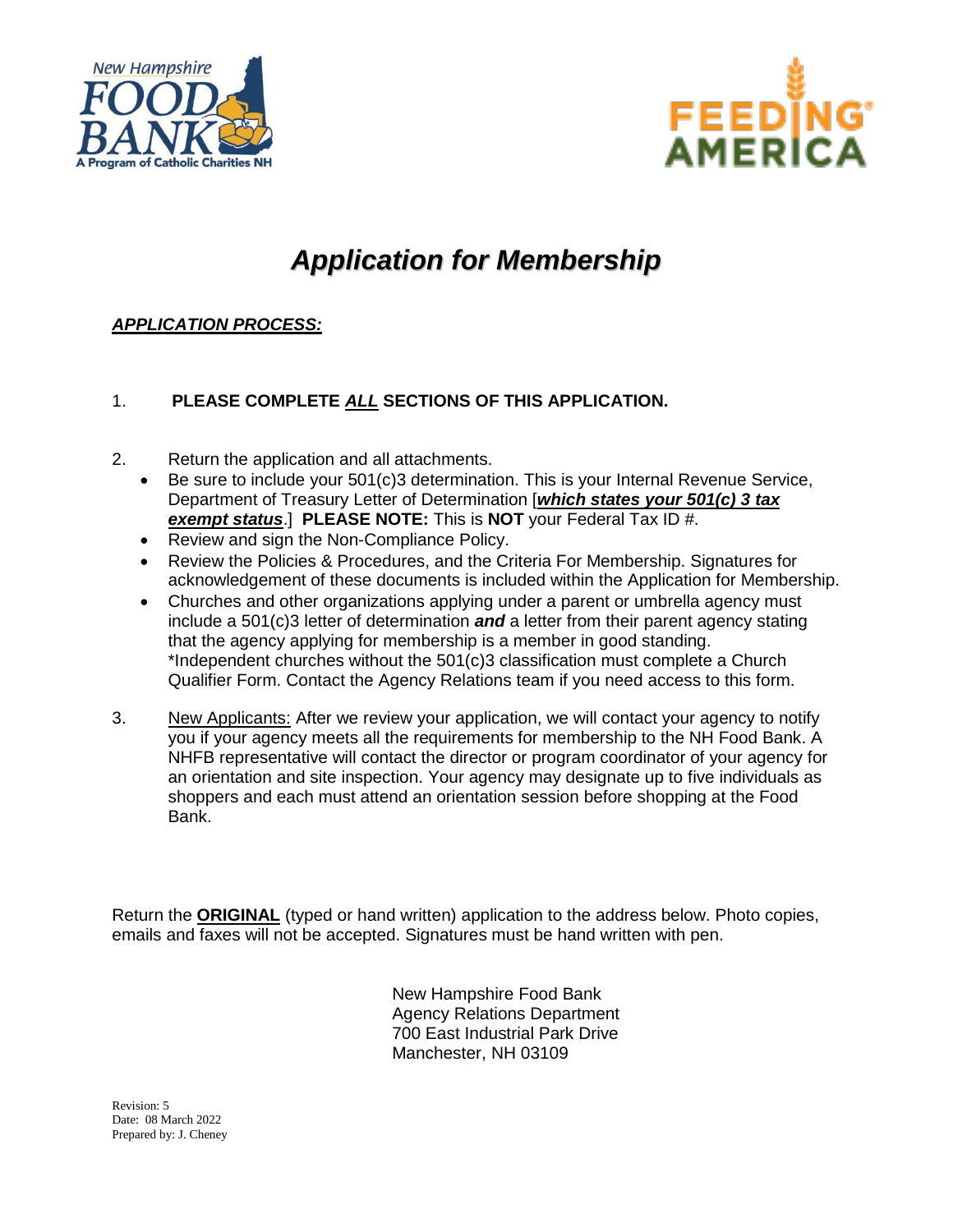New Hampshire FOOD BANK
A Program of Catholic Charities NH

FEEDING AMERICA

# *Application for Membership*

***APPLICATION PROCESS:***

1. **PLEASE COMPLETE *ALL* SECTIONS OF THIS APPLICATION.**

2. Return the application and all attachments.
   - Be sure to include your 501(c)3 determination. This is your Internal Revenue Service, Department of Treasury Letter of Determination [***which states your 501(c) 3 tax exempt status***.] **PLEASE NOTE:** This is **NOT** your Federal Tax ID #.
   - Review and sign the Non-Compliance Policy.
   - Review the Policies & Procedures, and the Criteria For Membership. Signatures for acknowledgement of these documents is included within the Application for Membership.
   - Churches and other organizations applying under a parent or umbrella agency must include a 501(c)3 letter of determination ***and*** a letter from their parent agency stating that the agency applying for membership is a member in good standing. *Independent churches without the 501(c)3 classification must complete a Church Qualifier Form. Contact the Agency Relations team if you need access to this form.

3. New Applicants: After we review your application, we will contact your agency to notify you if your agency meets all the requirements for membership to the NH Food Bank. A NHFB representative will contact the director or program coordinator of your agency for an orientation and site inspection. Your agency may designate up to five individuals as shoppers and each must attend an orientation session before shopping at the Food Bank.

Return the **ORIGINAL** (typed or hand written) application to the address below. Photo copies, emails and faxes will not be accepted. Signatures must be hand written with pen.

New Hampshire Food Bank
Agency Relations Department
700 East Industrial Park Drive
Manchester, NH 03109

Revision: 5
Date: 08 March 2022
Prepared by: J. Cheney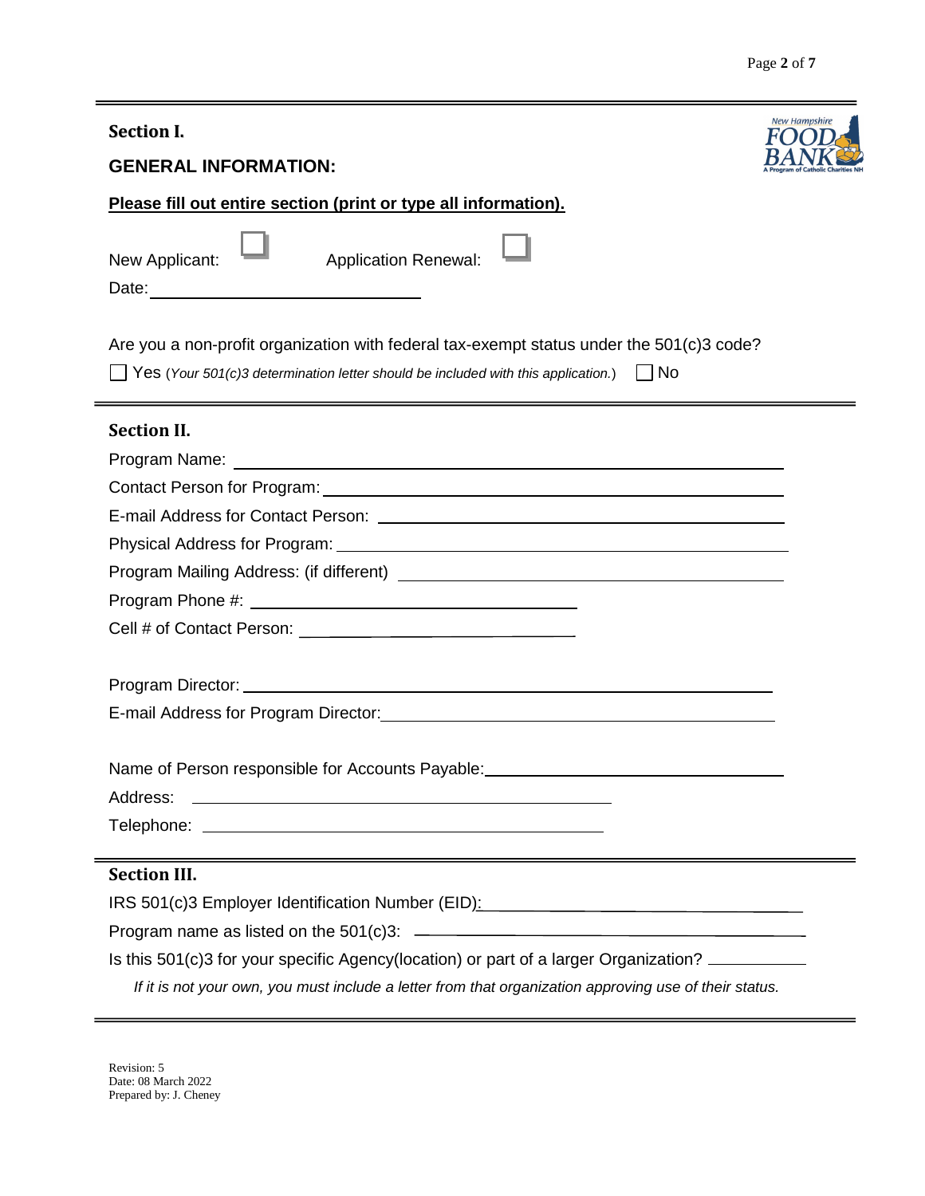## Section I.

### GENERAL INFORMATION:

**Please fill out entire section (print or type all information).**

New Applicant: ☐ Application Renewal: ☐

Date: ______________________________

Are you a non-profit organization with federal tax-exempt status under the 501(c)3 code?

☐ Yes (*Your 501(c)3 determination letter should be included with this application.*) ☐ No

## Section II.

Program Name: ______________________________

Contact Person for Program: ______________________________

E-mail Address for Contact Person: ______________________________

Physical Address for Program: ______________________________

Program Mailing Address: (if different) ______________________________

Program Phone #: ______________________________

Cell # of Contact Person: ______________________________

Program Director: ______________________________

E-mail Address for Program Director: ______________________________

Name of Person responsible for Accounts Payable: ______________________________

Address: ______________________________

Telephone: ______________________________

## Section III.

IRS 501(c)3 Employer Identification Number (EID): ______________________________

Program name as listed on the 501(c)3: ______________________________

Is this 501(c)3 for your specific Agency(location) or part of a larger Organization? ___________

*If it is not your own, you must include a letter from that organization approving use of their status.*

Revision: 5
Date: 08 March 2022
Prepared by: J. Cheney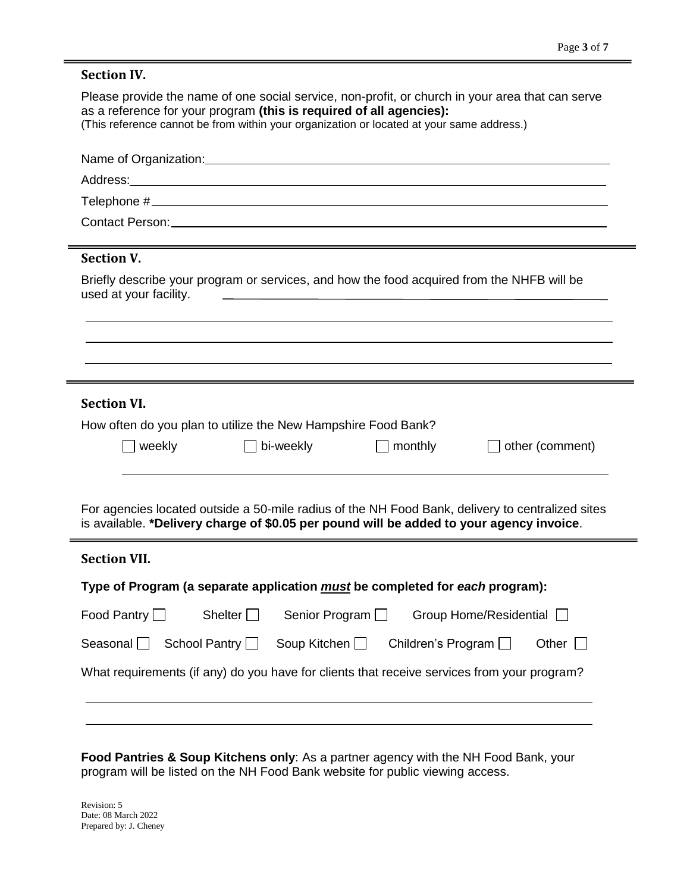## Section IV.

Please provide the name of one social service, non-profit, or church in your area that can serve as a reference for your program **(this is required of all agencies):**
(This reference cannot be from within your organization or located at your same address.)

Name of Organization: ____________________

Address: ____________________

Telephone # ____________________

Contact Person: ____________________

## Section V.

Briefly describe your program or services, and how the food acquired from the NHFB will be used at your facility. ____________________

____________________

____________________

____________________

## Section VI.

How often do you plan to utilize the New Hampshire Food Bank?

☐ weekly ☐ bi-weekly ☐ monthly ☐ other (comment)

____________________

For agencies located outside a 50-mile radius of the NH Food Bank, delivery to centralized sites is available. **\*Delivery charge of $0.05 per pound will be added to your agency invoice**.

## Section VII.

**Type of Program (a separate application *must* be completed for *each* program):**

Food Pantry ☐ Shelter ☐ Senior Program ☐ Group Home/Residential ☐

Seasonal ☐ School Pantry ☐ Soup Kitchen ☐ Children's Program ☐ Other ☐

What requirements (if any) do you have for clients that receive services from your program?

____________________

____________________

**Food Pantries & Soup Kitchens only**: As a partner agency with the NH Food Bank, your program will be listed on the NH Food Bank website for public viewing access.

Revision: 5
Date: 08 March 2022
Prepared by: J. Cheney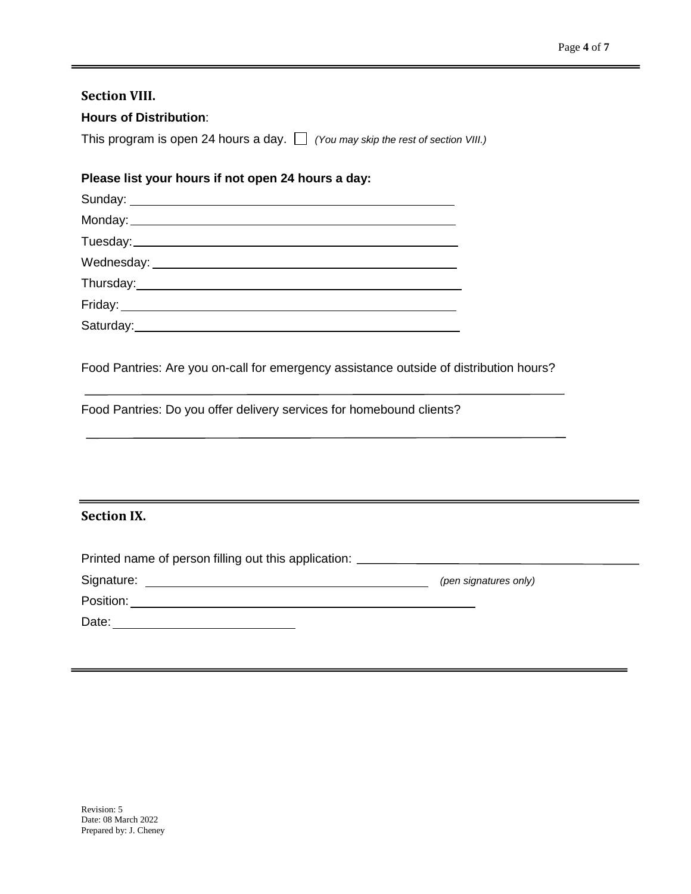## Section VIII.

**Hours of Distribution**:

This program is open 24 hours a day. ☐ *(You may skip the rest of section VIII.)*

**Please list your hours if not open 24 hours a day:**

Sunday: ______________________________

Monday: ______________________________

Tuesday: ______________________________

Wednesday: ______________________________

Thursday: ______________________________

Friday: ______________________________

Saturday: ______________________________

Food Pantries: Are you on-call for emergency assistance outside of distribution hours?

______________________________

Food Pantries: Do you offer delivery services for homebound clients?

______________________________

## Section IX.

Printed name of person filling out this application: ______________________________

Signature: ______________________________ *(pen signatures only)*

Position: ______________________________

Date: ______________________________

Revision: 5
Date: 08 March 2022
Prepared by: J. Cheney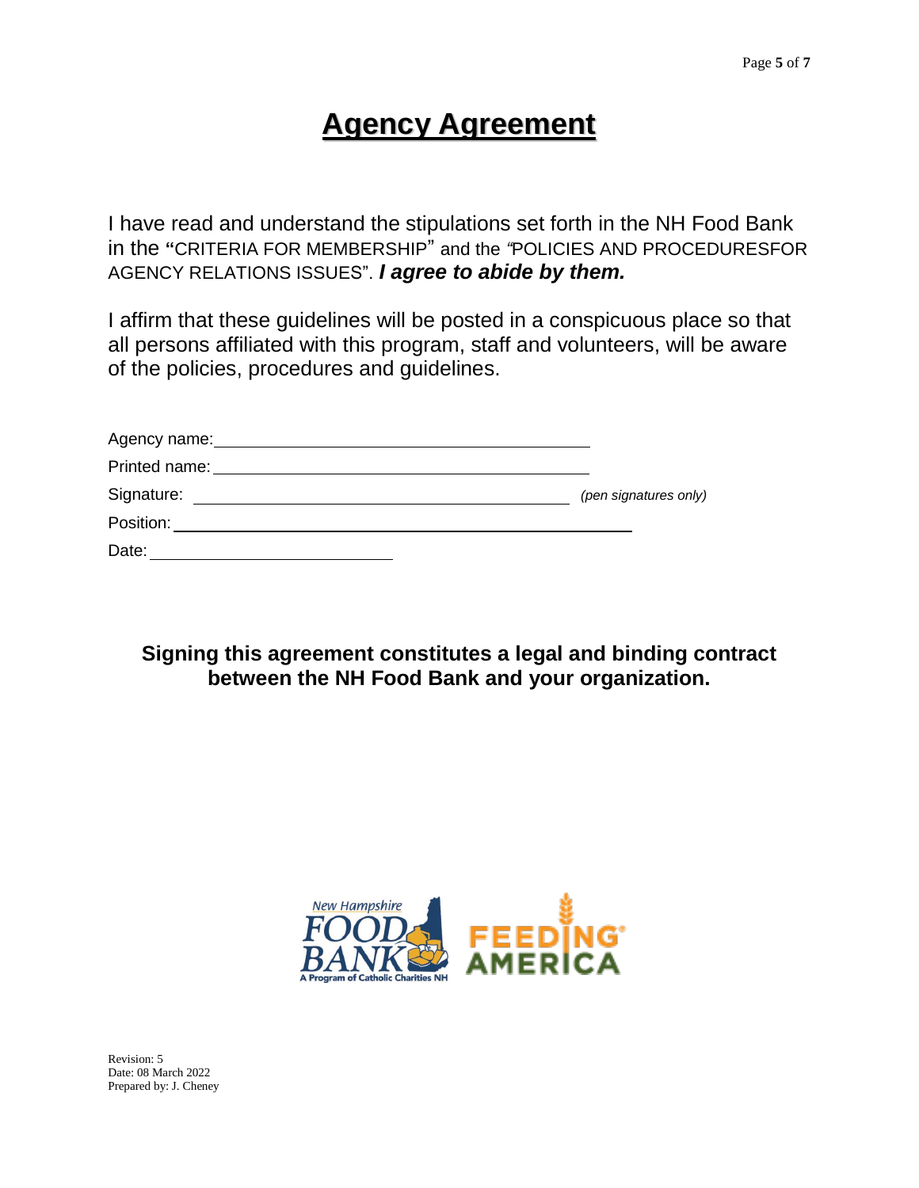# **Agency Agreement**

I have read and understand the stipulations set forth in the NH Food Bank in the "CRITERIA FOR MEMBERSHIP" and the "POLICIES AND PROCEDURESFOR AGENCY RELATIONS ISSUES". ***I agree to abide by them.***

I affirm that these guidelines will be posted in a conspicuous place so that all persons affiliated with this program, staff and volunteers, will be aware of the policies, procedures and guidelines.

Agency name: ______________________________

Printed name: ______________________________

Signature: ______________________________ *(pen signatures only)*

Position: ______________________________

Date: ____________________

**Signing this agreement constitutes a legal and binding contract between the NH Food Bank and your organization.**

New Hampshire FOOD BANK
A Program of Catholic Charities NH

FEEDING AMERICA

Revision: 5
Date: 08 March 2022
Prepared by: J. Cheney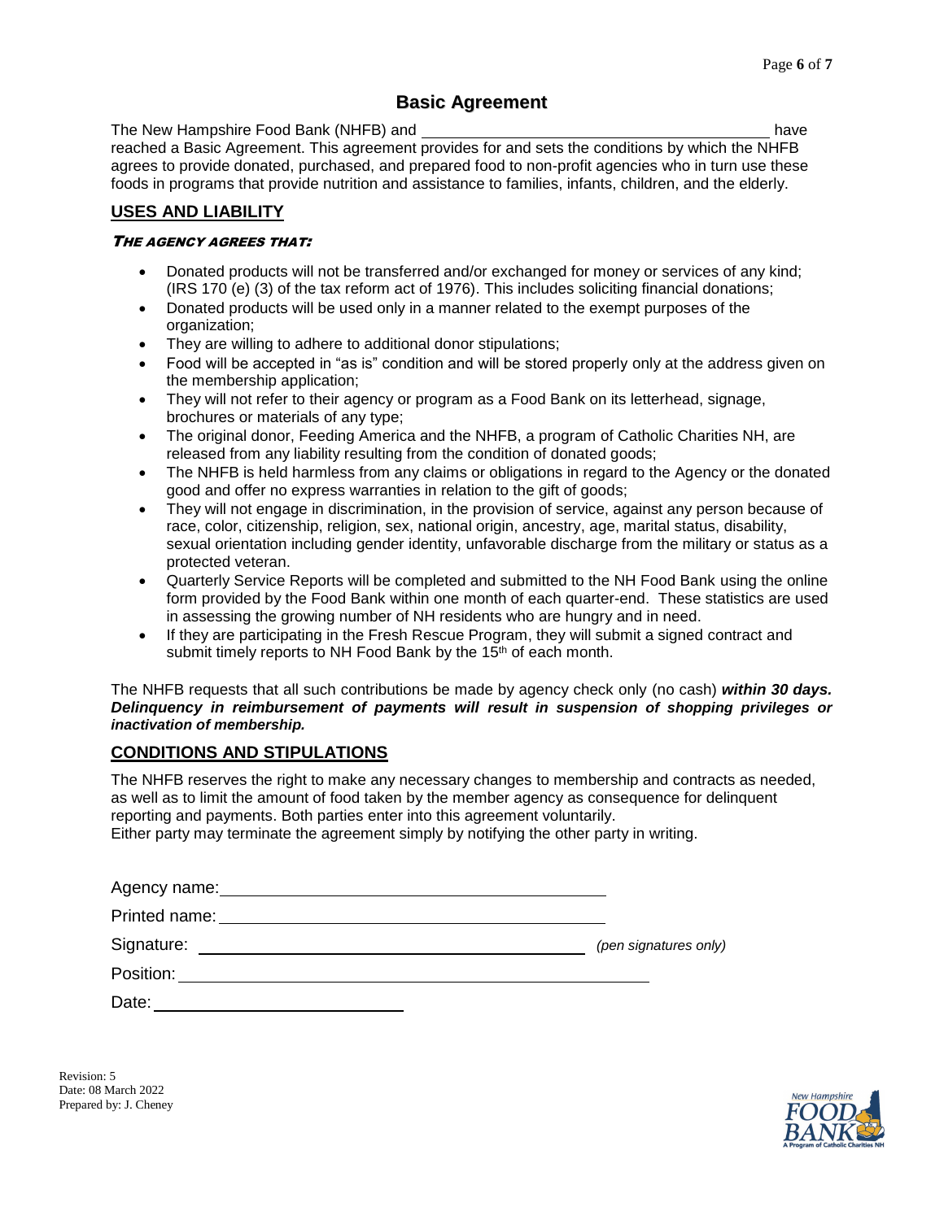# Basic Agreement

The New Hampshire Food Bank (NHFB) and ________________________________________ have reached a Basic Agreement. This agreement provides for and sets the conditions by which the NHFB agrees to provide donated, purchased, and prepared food to non-profit agencies who in turn use these foods in programs that provide nutrition and assistance to families, infants, children, and the elderly.

## USES AND LIABILITY

### *THE AGENCY AGREES THAT:*

- Donated products will not be transferred and/or exchanged for money or services of any kind; (IRS 170 (e) (3) of the tax reform act of 1976). This includes soliciting financial donations;
- Donated products will be used only in a manner related to the exempt purposes of the organization;
- They are willing to adhere to additional donor stipulations;
- Food will be accepted in "as is" condition and will be stored properly only at the address given on the membership application;
- They will not refer to their agency or program as a Food Bank on its letterhead, signage, brochures or materials of any type;
- The original donor, Feeding America and the NHFB, a program of Catholic Charities NH, are released from any liability resulting from the condition of donated goods;
- The NHFB is held harmless from any claims or obligations in regard to the Agency or the donated good and offer no express warranties in relation to the gift of goods;
- They will not engage in discrimination, in the provision of service, against any person because of race, color, citizenship, religion, sex, national origin, ancestry, age, marital status, disability, sexual orientation including gender identity, unfavorable discharge from the military or status as a protected veteran.
- Quarterly Service Reports will be completed and submitted to the NH Food Bank using the online form provided by the Food Bank within one month of each quarter-end. These statistics are used in assessing the growing number of NH residents who are hungry and in need.
- If they are participating in the Fresh Rescue Program, they will submit a signed contract and submit timely reports to NH Food Bank by the 15th of each month.

The NHFB requests that all such contributions be made by agency check only (no cash) ***within 30 days. Delinquency in reimbursement of payments will result in suspension of shopping privileges or inactivation of membership.***

## CONDITIONS AND STIPULATIONS

The NHFB reserves the right to make any necessary changes to membership and contracts as needed, as well as to limit the amount of food taken by the member agency as consequence for delinquent reporting and payments. Both parties enter into this agreement voluntarily.
Either party may terminate the agreement simply by notifying the other party in writing.

Agency name: ________________________________________

Printed name: ________________________________________

Signature: ________________________________________ *(pen signatures only)*

Position: ________________________________________

Date: ________________________

Revision: 5
Date: 08 March 2022
Prepared by: J. Cheney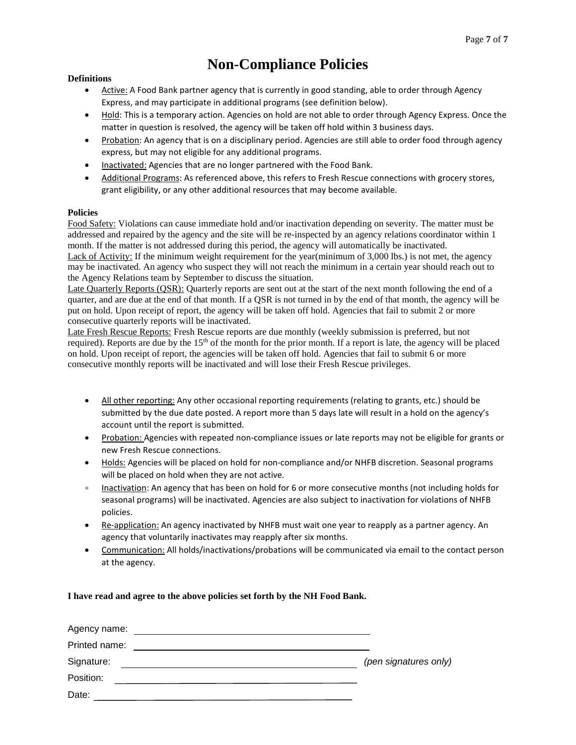# Non-Compliance Policies

**Definitions**

- Active: A Food Bank partner agency that is currently in good standing, able to order through Agency Express, and may participate in additional programs (see definition below).
- Hold: This is a temporary action. Agencies on hold are not able to order through Agency Express. Once the matter in question is resolved, the agency will be taken off hold within 3 business days.
- Probation: An agency that is on a disciplinary period. Agencies are still able to order food through agency express, but may not eligible for any additional programs.
- Inactivated: Agencies that are no longer partnered with the Food Bank.
- Additional Programs: As referenced above, this refers to Fresh Rescue connections with grocery stores, grant eligibility, or any other additional resources that may become available.

**Policies**

Food Safety: Violations can cause immediate hold and/or inactivation depending on severity. The matter must be addressed and repaired by the agency and the site will be re-inspected by an agency relations coordinator within 1 month. If the matter is not addressed during this period, the agency will automatically be inactivated.
Lack of Activity: If the minimum weight requirement for the year(minimum of 3,000 lbs.) is not met, the agency may be inactivated. An agency who suspect they will not reach the minimum in a certain year should reach out to the Agency Relations team by September to discuss the situation.
Late Quarterly Reports (QSR): Quarterly reports are sent out at the start of the next month following the end of a quarter, and are due at the end of that month. If a QSR is not turned in by the end of that month, the agency will be put on hold. Upon receipt of report, the agency will be taken off hold. Agencies that fail to submit 2 or more consecutive quarterly reports will be inactivated.
Late Fresh Rescue Reports: Fresh Rescue reports are due monthly (weekly submission is preferred, but not required). Reports are due by the 15th of the month for the prior month. If a report is late, the agency will be placed on hold. Upon receipt of report, the agencies will be taken off hold. Agencies that fail to submit 6 or more consecutive monthly reports will be inactivated and will lose their Fresh Rescue privileges.

- All other reporting: Any other occasional reporting requirements (relating to grants, etc.) should be submitted by the due date posted. A report more than 5 days late will result in a hold on the agency's account until the report is submitted.
- Probation: Agencies with repeated non-compliance issues or late reports may not be eligible for grants or new Fresh Rescue connections.
- Holds: Agencies will be placed on hold for non-compliance and/or NHFB discretion. Seasonal programs will be placed on hold when they are not active.
- Inactivation: An agency that has been on hold for 6 or more consecutive months (not including holds for seasonal programs) will be inactivated. Agencies are also subject to inactivation for violations of NHFB policies.
- Re-application: An agency inactivated by NHFB must wait one year to reapply as a partner agency. An agency that voluntarily inactivates may reapply after six months.
- Communication: All holds/inactivations/probations will be communicated via email to the contact person at the agency.

**I have read and agree to the above policies set forth by the NH Food Bank.**

Agency name: ______________________________

Printed name: ______________________________

Signature: ______________________________ *(pen signatures only)*

Position: ______________________________

Date: ______________________________